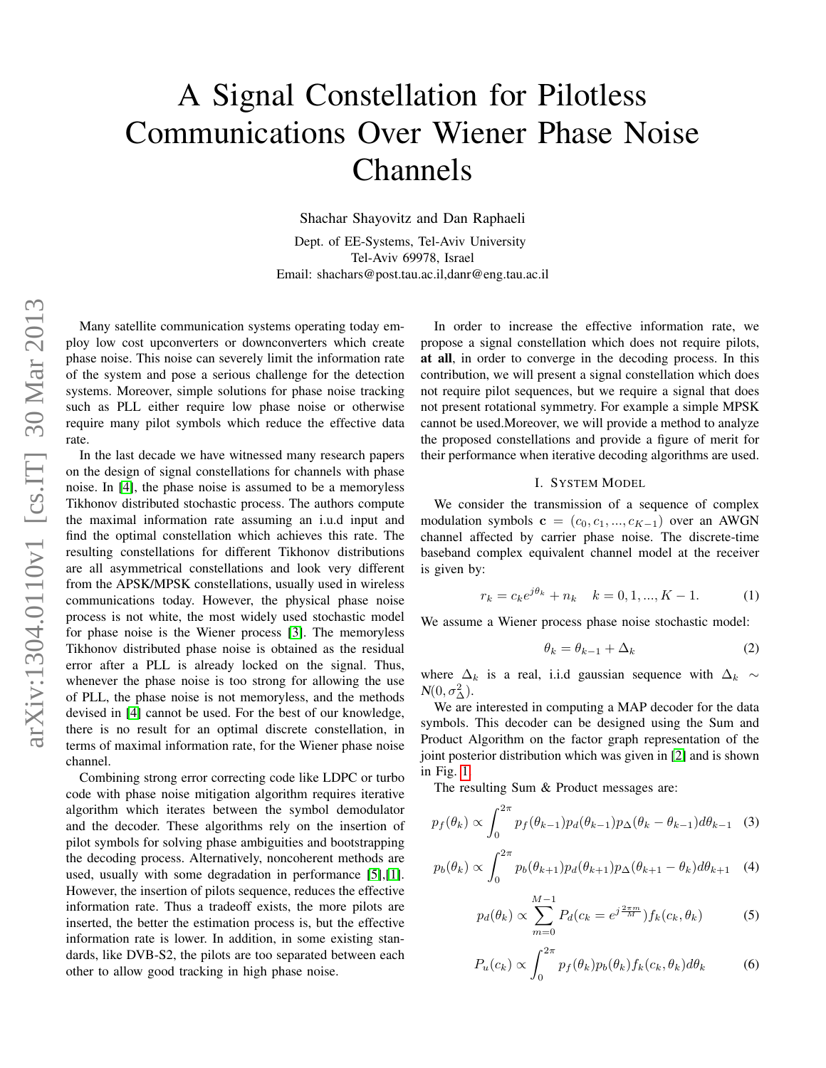# A Signal Constellation for Pilotless Communications Over Wiener Phase Noise Channels

Shachar Shayovitz and Dan Raphaeli

Dept. of EE-Systems, Tel-Aviv University
Tel-Aviv 69978, Israel
Email: shachars@post.tau.ac.il,danr@eng.tau.ac.il

Many satellite communication systems operating today employ low cost upconverters or downconverters which create phase noise. This noise can severely limit the information rate of the system and pose a serious challenge for the detection systems. Moreover, simple solutions for phase noise tracking such as PLL either require low phase noise or otherwise require many pilot symbols which reduce the effective data rate.

In the last decade we have witnessed many research papers on the design of signal constellations for channels with phase noise. In [4], the phase noise is assumed to be a memoryless Tikhonov distributed stochastic process. The authors compute the maximal information rate assuming an i.u.d input and find the optimal constellation which achieves this rate. The resulting constellations for different Tikhonov distributions are all asymmetrical constellations and look very different from the APSK/MPSK constellations, usually used in wireless communications today. However, the physical phase noise process is not white, the most widely used stochastic model for phase noise is the Wiener process [3]. The memoryless Tikhonov distributed phase noise is obtained as the residual error after a PLL is already locked on the signal. Thus, whenever the phase noise is too strong for allowing the use of PLL, the phase noise is not memoryless, and the methods devised in [4] cannot be used. For the best of our knowledge, there is no result for an optimal discrete constellation, in terms of maximal information rate, for the Wiener phase noise channel.

Combining strong error correcting code like LDPC or turbo code with phase noise mitigation algorithm requires iterative algorithm which iterates between the symbol demodulator and the decoder. These algorithms rely on the insertion of pilot symbols for solving phase ambiguities and bootstrapping the decoding process. Alternatively, noncoherent methods are used, usually with some degradation in performance [5],[1]. However, the insertion of pilots sequence, reduces the effective information rate. Thus a tradeoff exists, the more pilots are inserted, the better the estimation process is, but the effective information rate is lower. In addition, in some existing standards, like DVB-S2, the pilots are too separated between each other to allow good tracking in high phase noise.

In order to increase the effective information rate, we propose a signal constellation which does not require pilots, **at all**, in order to converge in the decoding process. In this contribution, we will present a signal constellation which does not require pilot sequences, but we require a signal that does not present rotational symmetry. For example a simple MPSK cannot be used.Moreover, we will provide a method to analyze the proposed constellations and provide a figure of merit for their performance when iterative decoding algorithms are used.

## I. System Model

We consider the transmission of a sequence of complex modulation symbols $\mathbf{c} = (c_0, c_1, ..., c_{K-1})$ over an AWGN channel affected by carrier phase noise. The discrete-time baseband complex equivalent channel model at the receiver is given by:

$$r_k = c_k e^{j\theta_k} + n_k \quad k = 0, 1, ..., K-1. \tag{1}$$

We assume a Wiener process phase noise stochastic model:

$$\theta_k = \theta_{k-1} + \Delta_k \tag{2}$$

where $\Delta_k$ is a real, i.i.d gaussian sequence with $\Delta_k \sim N(0, \sigma_\Delta^2)$.

We are interested in computing a MAP decoder for the data symbols. This decoder can be designed using the Sum and Product Algorithm on the factor graph representation of the joint posterior distribution which was given in [2] and is shown in Fig. 1.

The resulting Sum & Product messages are:

$$p_f(\theta_k) \propto \int_0^{2\pi} p_f(\theta_{k-1}) p_d(\theta_{k-1}) p_\Delta(\theta_k - \theta_{k-1}) d\theta_{k-1} \tag{3}$$

$$p_b(\theta_k) \propto \int_0^{2\pi} p_b(\theta_{k+1}) p_d(\theta_{k+1}) p_\Delta(\theta_{k+1} - \theta_k) d\theta_{k+1} \tag{4}$$

$$p_d(\theta_k) \propto \sum_{m=0}^{M-1} P_d(c_k = e^{j\frac{2\pi m}{M}}) f_k(c_k, \theta_k) \tag{5}$$

$$P_u(c_k) \propto \int_0^{2\pi} p_f(\theta_k) p_b(\theta_k) f_k(c_k, \theta_k) d\theta_k \tag{6}$$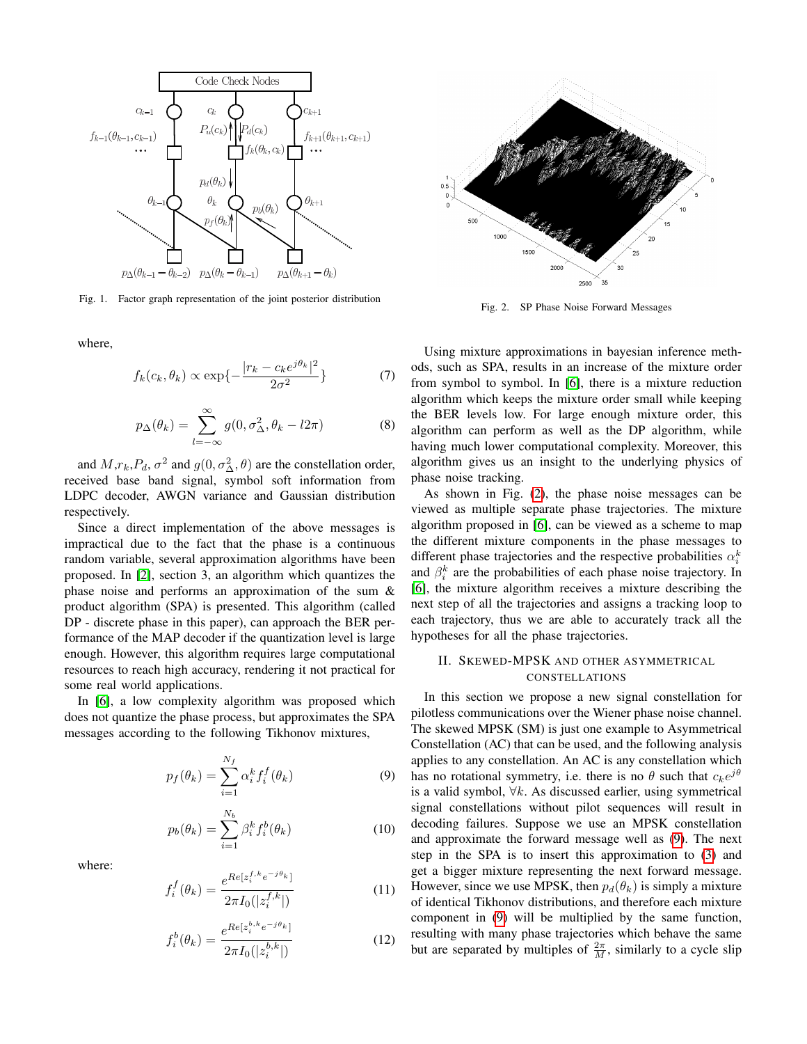Fig. 1. Factor graph representation of the joint posterior distribution

Fig. 2. SP Phase Noise Forward Messages

where,

$$f_k(c_k, \theta_k) \propto \exp\{-\frac{|r_k - c_k e^{j\theta_k}|^2}{2\sigma^2}\} \tag{7}$$

$$p_\Delta(\theta_k) = \sum_{l=-\infty}^{\infty} g(0, \sigma_\Delta^2, \theta_k - l2\pi) \tag{8}$$

and $M$,$r_k$,$P_d$, $\sigma^2$ and $g(0, \sigma_\Delta^2, \theta)$ are the constellation order, received base band signal, symbol soft information from LDPC decoder, AWGN variance and Gaussian distribution respectively.

Since a direct implementation of the above messages is impractical due to the fact that the phase is a continuous random variable, several approximation algorithms have been proposed. In [2], section 3, an algorithm which quantizes the phase noise and performs an approximation of the sum & product algorithm (SPA) is presented. This algorithm (called DP - discrete phase in this paper), can approach the BER performance of the MAP decoder if the quantization level is large enough. However, this algorithm requires large computational resources to reach high accuracy, rendering it not practical for some real world applications.

In [6], a low complexity algorithm was proposed which does not quantize the phase process, but approximates the SPA messages according to the following Tikhonov mixtures,

$$p_f(\theta_k) = \sum_{i=1}^{N_f} \alpha_i^k f_i^f(\theta_k) \tag{9}$$

$$p_b(\theta_k) = \sum_{i=1}^{N_b} \beta_i^k f_i^b(\theta_k) \tag{10}$$

where:

$$f_i^f(\theta_k) = \frac{e^{Re[z_i^{f,k} e^{-j\theta_k}]}}{2\pi I_0(|z_i^{f,k}|)} \tag{11}$$

$$f_i^b(\theta_k) = \frac{e^{Re[z_i^{b,k} e^{-j\theta_k}]}}{2\pi I_0(|z_i^{b,k}|)} \tag{12}$$

Using mixture approximations in bayesian inference methods, such as SPA, results in an increase of the mixture order from symbol to symbol. In [6], there is a mixture reduction algorithm which keeps the mixture order small while keeping the BER levels low. For large enough mixture order, this algorithm can perform as well as the DP algorithm, while having much lower computational complexity. Moreover, this algorithm gives us an insight to the underlying physics of phase noise tracking.

As shown in Fig. (2), the phase noise messages can be viewed as multiple separate phase trajectories. The mixture algorithm proposed in [6], can be viewed as a scheme to map the different mixture components in the phase messages to different phase trajectories and the respective probabilities $\alpha_i^k$ and $\beta_i^k$ are the probabilities of each phase noise trajectory. In [6], the mixture algorithm receives a mixture describing the next step of all the trajectories and assigns a tracking loop to each trajectory, thus we are able to accurately track all the hypotheses for all the phase trajectories.

## II. Skewed-MPSK and other asymmetrical constellations

In this section we propose a new signal constellation for pilotless communications over the Wiener phase noise channel. The skewed MPSK (SM) is just one example to Asymmetrical Constellation (AC) that can be used, and the following analysis applies to any constellation. An AC is any constellation which has no rotational symmetry, i.e. there is no $\theta$ such that $c_k e^{j\theta}$ is a valid symbol, $\forall k$. As discussed earlier, using symmetrical signal constellations without pilot sequences will result in decoding failures. Suppose we use an MPSK constellation and approximate the forward message well as (9). The next step in the SPA is to insert this approximation to (3) and get a bigger mixture representing the next forward message. However, since we use MPSK, then $p_d(\theta_k)$ is simply a mixture of identical Tikhonov distributions, and therefore each mixture component in (9) will be multiplied by the same function, resulting with many phase trajectories which behave the same but are separated by multiples of $\frac{2\pi}{M}$, similarly to a cycle slip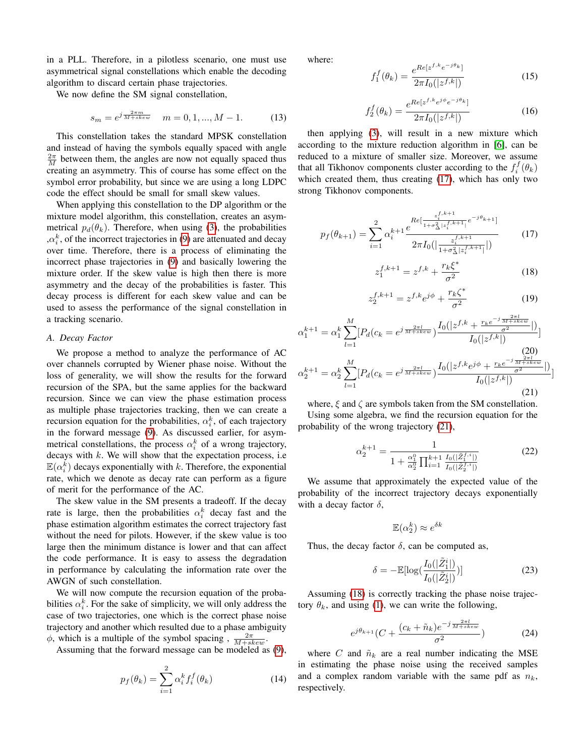in a PLL. Therefore, in a pilotless scenario, one must use asymmetrical signal constellations which enable the decoding algorithm to discard certain phase trajectories.

We now define the SM signal constellation,

$$s_m = e^{j\frac{2\pi m}{M+skew}} \quad m = 0, 1, ..., M-1. \tag{13}$$

This constellation takes the standard MPSK constellation and instead of having the symbols equally spaced with angle $\frac{2\pi}{M}$ between them, the angles are now not equally spaced thus creating an asymmetry. This of course has some effect on the symbol error probability, but since we are using a long LDPC code the effect should be small for small skew values.

When applying this constellation to the DP algorithm or the mixture model algorithm, this constellation, creates an asymmetrical $p_d(\theta_k)$. Therefore, when using (3), the probabilities ,$\alpha_i^k$, of the incorrect trajectories in (9) are attenuated and decay over time. Therefore, there is a process of eliminating the incorrect phase trajectories in (9) and basically lowering the mixture order. If the skew value is high then there is more asymmetry and the decay of the probabilities is faster. This decay process is different for each skew value and can be used to assess the performance of the signal constellation in a tracking scenario.

### A. Decay Factor

We propose a method to analyze the performance of AC over channels corrupted by Wiener phase noise. Without the loss of generality, we will show the results for the forward recursion of the SPA, but the same applies for the backward recursion. Since we can view the phase estimation process as multiple phase trajectories tracking, then we can create a recursion equation for the probabilities, $\alpha_i^k$, of each trajectory in the forward message (9). As discussed earlier, for asymmetrical constellations, the process $\alpha_i^k$ of a wrong trajectory, decays with $k$. We will show that the expectation process, i.e $\mathbb{E}(\alpha_i^k)$ decays exponentially with $k$. Therefore, the exponential rate, which we denote as decay rate can perform as a figure of merit for the performance of the AC.

The skew value in the SM presents a tradeoff. If the decay rate is large, then the probabilities $\alpha_i^k$ decay fast and the phase estimation algorithm estimates the correct trajectory fast without the need for pilots. However, if the skew value is too large then the minimum distance is lower and that can affect the code performance. It is easy to assess the degradation in performance by calculating the information rate over the AWGN of such constellation.

We will now compute the recursion equation of the probabilities $\alpha_i^k$. For the sake of simplicity, we will only address the case of two trajectories, one which is the correct phase noise trajectory and another which resulted due to a phase ambiguity $\phi$, which is a multiple of the symbol spacing , $\frac{2\pi}{M+skew}$.

Assuming that the forward message can be modeled as (9),

$$p_f(\theta_k) = \sum_{i=1}^{2} \alpha_i^k f_i^f(\theta_k) \tag{14}$$

where:

$$f_1^f(\theta_k) = \frac{e^{Re[z^{f,k}e^{-j\theta_k}]}}{2\pi I_0(|z^{f,k}|)} \tag{15}$$

$$f_2^f(\theta_k) = \frac{e^{Re[z^{f,k}e^{j\phi}e^{-j\theta_k}]}}{2\pi I_0(|z^{f,k}|)} \tag{16}$$

then applying (3), will result in a new mixture which according to the mixture reduction algorithm in [6], can be reduced to a mixture of smaller size. Moreover, we assume that all Tikhonov components cluster according to the $f_i^f(\theta_k)$ which created them, thus creating (17), which has only two strong Tikhonov components.

$$p_f(\theta_{k+1}) = \sum_{i=1}^{2} \alpha_i^{k+1} \frac{e^{Re[\frac{z_i^{f,k+1}}{1+\sigma_\Delta^2|z_i^{f,k+1}|}e^{-j\theta_{k+1}}]}}{2\pi I_0(|\frac{z_i^{f,k+1}}{1+\sigma_\Delta^2|z_i^{f,k+1}|}|)} \tag{17}$$

$$z_1^{f,k+1} = z^{f,k} + \frac{r_k\xi^*}{\sigma^2} \tag{18}$$

$$z_2^{f,k+1} = z^{f,k}e^{j\phi} + \frac{r_k\zeta^*}{\sigma^2} \tag{19}$$

$$\alpha_1^{k+1} = \alpha_1^k \sum_{l=1}^{M} [P_d(c_k = e^{j\frac{2\pi l}{M+skew}}) \frac{I_0(|z^{f,k} + \frac{r_k e^{-j\frac{2\pi l}{M+skew}}}{\sigma^2}|)}{I_0(|z^{f,k}|)}] \tag{20}$$

$$\alpha_2^{k+1} = \alpha_2^k \sum_{l=1}^{M} [P_d(c_k = e^{j\frac{2\pi l}{M+skew}}) \frac{I_0(|z^{f,k}e^{j\phi} + \frac{r_k e^{-j\frac{2\pi l}{M+skew}}}{\sigma^2}|)}{I_0(|z^{f,k}|)}] \tag{21}$$

where, $\xi$ and $\zeta$ are symbols taken from the SM constellation.

Using some algebra, we find the recursion equation for the probability of the wrong trajectory (21),

$$\alpha_2^{k+1} = \frac{1}{1 + \frac{\alpha_1^0}{\alpha_2^0}\prod_{i=1}^{k+1}\frac{I_0(|\tilde{Z}_1^{f,i}|)}{I_0(|\tilde{Z}_2^{f,i}|)}} \tag{22}$$

We assume that approximately the expected value of the probability of the incorrect trajectory decays exponentially with a decay factor $\delta$,

$$\mathbb{E}(\alpha_2^k) \approx e^{\delta k}$$

Thus, the decay factor $\delta$, can be computed as,

$$\delta = -\mathbb{E}[\log(\frac{I_0(|\tilde{Z}_1^i|)}{I_0(|\tilde{Z}_2^i|)})] \tag{23}$$

Assuming (18) is correctly tracking the phase noise trajectory $\theta_k$, and using (1), we can write the following,

$$e^{j\theta_{k+1}}(C + \frac{(c_k + \tilde{n}_k)e^{-j\frac{2\pi l}{M+skew}}}{\sigma^2}) \tag{24}$$

where $C$ and $\tilde{n}_k$ are a real number indicating the MSE in estimating the phase noise using the received samples and a complex random variable with the same pdf as $n_k$, respectively.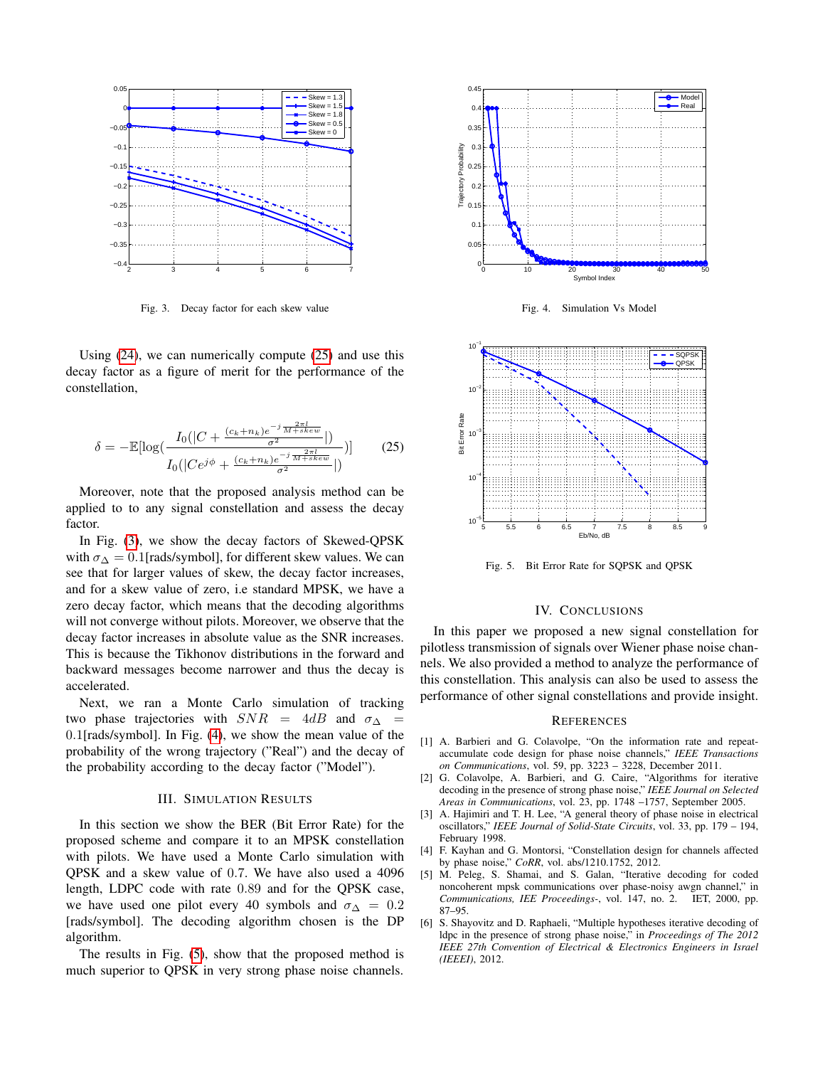0.05
0
−0.05
−0.1
−0.15
−0.2
−0.25
−0.3
−0.35
−0.4
2 3 4 5 6 7

Skew = 1.3
Skew = 1.5
Skew = 1.8
Skew = 0.5
Skew = 0

Fig. 3. Decay factor for each skew value

Using (24), we can numerically compute (25) and use this decay factor as a figure of merit for the performance of the constellation,

$$\delta = -\mathbb{E}[\log(\frac{I_0(|C + \frac{(c_k+n_k)e^{-j\frac{2\pi l}{M+skew}}}{\sigma^2}|)}{I_0(|Ce^{j\phi} + \frac{(c_k+n_k)e^{-j\frac{2\pi l}{M+skew}}}{\sigma^2}|)})] \qquad (25)$$

Moreover, note that the proposed analysis method can be applied to to any signal constellation and assess the decay factor.

In Fig. (3), we show the decay factors of Skewed-QPSK with $\sigma_\Delta = 0.1$[rads/symbol], for different skew values. We can see that for larger values of skew, the decay factor increases, and for a skew value of zero, i.e standard MPSK, we have a zero decay factor, which means that the decoding algorithms will not converge without pilots. Moreover, we observe that the decay factor increases in absolute value as the SNR increases. This is because the Tikhonov distributions in the forward and backward messages become narrower and thus the decay is accelerated.

Next, we ran a Monte Carlo simulation of tracking two phase trajectories with $SNR = 4dB$ and $\sigma_\Delta = 0.1$[rads/symbol]. In Fig. (4), we show the mean value of the probability of the wrong trajectory ("Real") and the decay of the probability according to the decay factor ("Model").

## III. Simulation Results

In this section we show the BER (Bit Error Rate) for the proposed scheme and compare it to an MPSK constellation with pilots. We have used a Monte Carlo simulation with QPSK and a skew value of 0.7. We have also used a 4096 length, LDPC code with rate 0.89 and for the QPSK case, we have used one pilot every 40 symbols and $\sigma_\Delta = 0.2$ [rads/symbol]. The decoding algorithm chosen is the DP algorithm.

The results in Fig. (5), show that the proposed method is much superior to QPSK in very strong phase noise channels.

0.45
0.4
0.35
0.3
0.25
0.2
0.15
0.1
0.05
0
0 10 20 30 40 50
Trajectory Probability
Symbol Index
Model
Real

Fig. 4. Simulation Vs Model

$10^{-1}$
$10^{-2}$
$10^{-3}$
$10^{-4}$
$10^{-5}$
5 5.5 6 6.5 7 7.5 8 8.5 9
Bit Error Rate
Eb/No, dB
SQPSK
QPSK

Fig. 5. Bit Error Rate for SQPSK and QPSK

## IV. Conclusions

In this paper we proposed a new signal constellation for pilotless transmission of signals over Wiener phase noise channels. We also provided a method to analyze the performance of this constellation. This analysis can also be used to assess the performance of other signal constellations and provide insight.

## References

[1] A. Barbieri and G. Colavolpe, "On the information rate and repeat-accumulate code design for phase noise channels," *IEEE Transactions on Communications*, vol. 59, pp. 3223 – 3228, December 2011.

[2] G. Colavolpe, A. Barbieri, and G. Caire, "Algorithms for iterative decoding in the presence of strong phase noise," *IEEE Journal on Selected Areas in Communications*, vol. 23, pp. 1748 –1757, September 2005.

[3] A. Hajimiri and T. H. Lee, "A general theory of phase noise in electrical oscillators," *IEEE Journal of Solid-State Circuits*, vol. 33, pp. 179 – 194, February 1998.

[4] F. Kayhan and G. Montorsi, "Constellation design for channels affected by phase noise," *CoRR*, vol. abs/1210.1752, 2012.

[5] M. Peleg, S. Shamai, and S. Galan, "Iterative decoding for coded noncoherent mpsk communications over phase-noisy awgn channel," in *Communications, IEE Proceedings-*, vol. 147, no. 2. IET, 2000, pp. 87–95.

[6] S. Shayovitz and D. Raphaeli, "Multiple hypotheses iterative decoding of ldpc in the presence of strong phase noise," in *Proceedings of The 2012 IEEE 27th Convention of Electrical & Electronics Engineers in Israel (IEEEI)*, 2012.